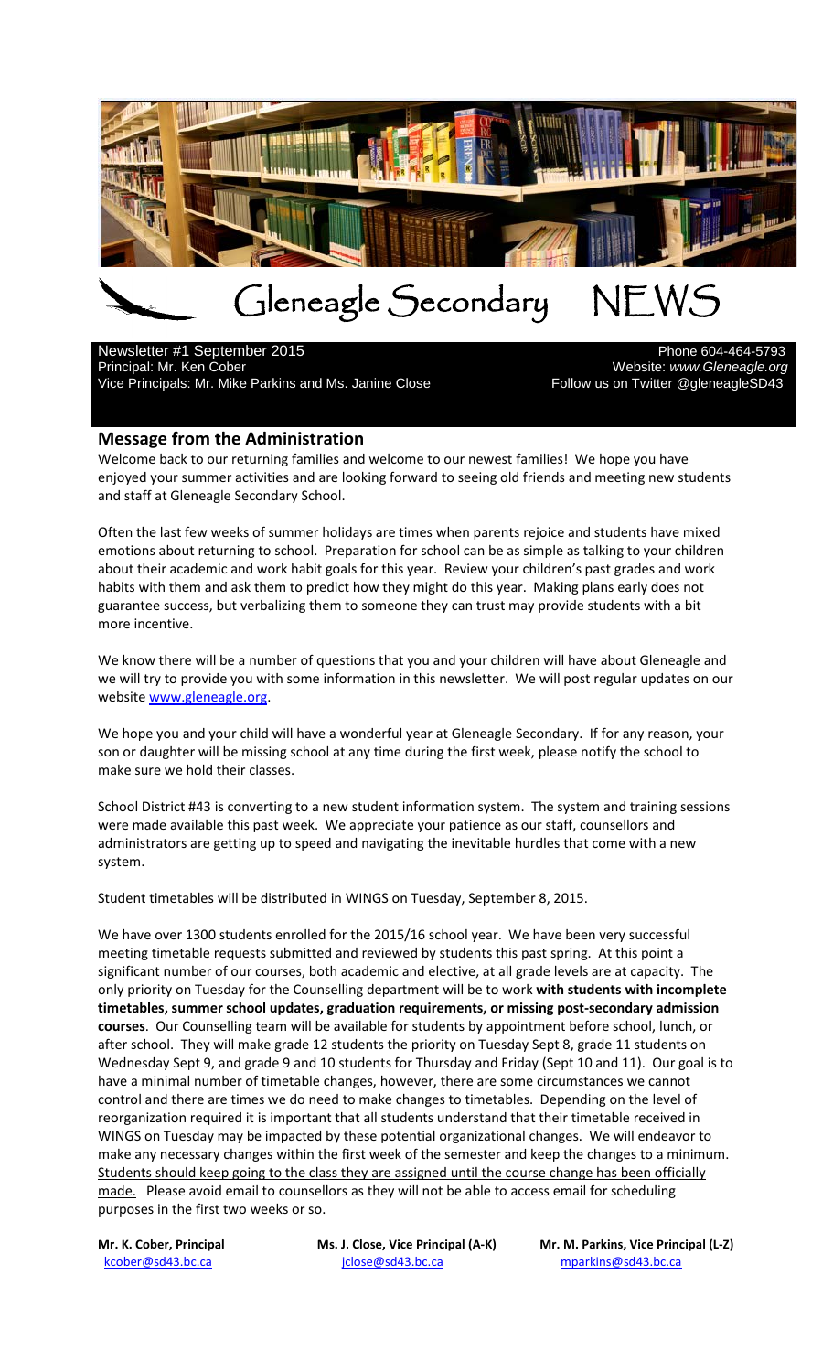# Gleneagle Secondary NEWS

Newsletter #1 September 2015
Principal: Mr. Ken Cober
Vice Principals: Mr. Mike Parkins and Ms. Janine Close

Phone 604-464-5793
Website: *www.Gleneagle.org*
Follow us on Twitter @gleneagleSD43

## Message from the Administration

Welcome back to our returning families and welcome to our newest families! We hope you have enjoyed your summer activities and are looking forward to seeing old friends and meeting new students and staff at Gleneagle Secondary School.

Often the last few weeks of summer holidays are times when parents rejoice and students have mixed emotions about returning to school. Preparation for school can be as simple as talking to your children about their academic and work habit goals for this year. Review your children's past grades and work habits with them and ask them to predict how they might do this year. Making plans early does not guarantee success, but verbalizing them to someone they can trust may provide students with a bit more incentive.

We know there will be a number of questions that you and your children will have about Gleneagle and we will try to provide you with some information in this newsletter. We will post regular updates on our website [www.gleneagle.org](www.gleneagle.org).

We hope you and your child will have a wonderful year at Gleneagle Secondary. If for any reason, your son or daughter will be missing school at any time during the first week, please notify the school to make sure we hold their classes.

School District #43 is converting to a new student information system. The system and training sessions were made available this past week. We appreciate your patience as our staff, counsellors and administrators are getting up to speed and navigating the inevitable hurdles that come with a new system.

Student timetables will be distributed in WINGS on Tuesday, September 8, 2015.

We have over 1300 students enrolled for the 2015/16 school year. We have been very successful meeting timetable requests submitted and reviewed by students this past spring. At this point a significant number of our courses, both academic and elective, at all grade levels are at capacity. The only priority on Tuesday for the Counselling department will be to work **with students with incomplete timetables, summer school updates, graduation requirements, or missing post-secondary admission courses**. Our Counselling team will be available for students by appointment before school, lunch, or after school. They will make grade 12 students the priority on Tuesday Sept 8, grade 11 students on Wednesday Sept 9, and grade 9 and 10 students for Thursday and Friday (Sept 10 and 11). Our goal is to have a minimal number of timetable changes, however, there are some circumstances we cannot control and there are times we do need to make changes to timetables. Depending on the level of reorganization required it is important that all students understand that their timetable received in WINGS on Tuesday may be impacted by these potential organizational changes. We will endeavor to make any necessary changes within the first week of the semester and keep the changes to a minimum. <u>Students should keep going to the class they are assigned until the course change has been officially made.</u> Please avoid email to counsellors as they will not be able to access email for scheduling purposes in the first two weeks or so.

**Mr. K. Cober, Principal**
kcober@sd43.bc.ca

**Ms. J. Close, Vice Principal (A-K)**
jclose@sd43.bc.ca

**Mr. M. Parkins, Vice Principal (L-Z)**
mparkins@sd43.bc.ca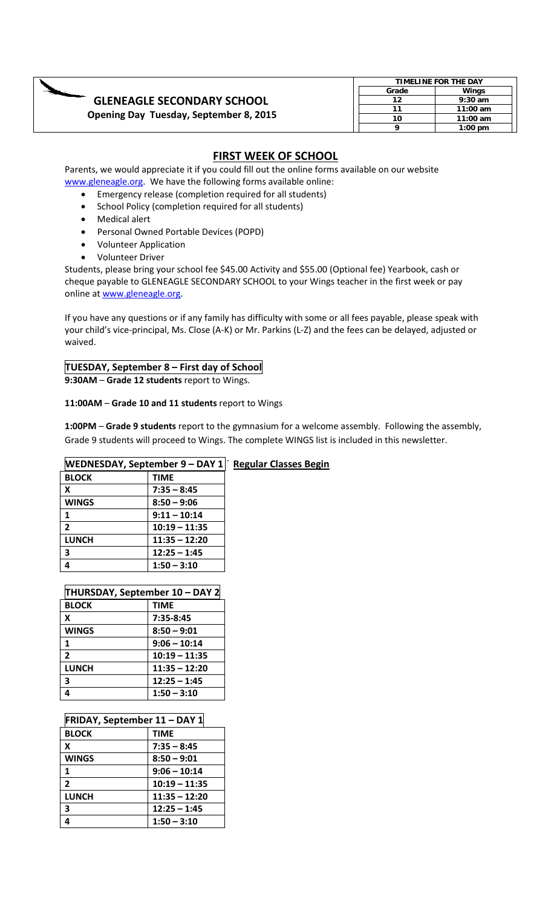# GLENEAGLE SECONDARY SCHOOL

**Opening Day Tuesday, September 8, 2015**

| TIMELINE FOR THE DAY | |
|---|---|
| **Grade** | **Wings** |
| 12 | 9:30 am |
| 11 | 11:00 am |
| 10 | 11:00 am |
| 9 | 1:00 pm |

## FIRST WEEK OF SCHOOL

Parents, we would appreciate it if you could fill out the online forms available on our website www.gleneagle.org. We have the following forms available online:

- Emergency release (completion required for all students)
- School Policy (completion required for all students)
- Medical alert
- Personal Owned Portable Devices (POPD)
- Volunteer Application
- Volunteer Driver

Students, please bring your school fee $45.00 Activity and $55.00 (Optional fee) Yearbook, cash or cheque payable to GLENEAGLE SECONDARY SCHOOL to your Wings teacher in the first week or pay online at www.gleneagle.org.

If you have any questions or if any family has difficulty with some or all fees payable, please speak with your child's vice-principal, Ms. Close (A-K) or Mr. Parkins (L-Z) and the fees can be delayed, adjusted or waived.

### TUESDAY, September 8 – First day of School

**9:30AM** – **Grade 12 students** report to Wings.

**11:00AM** – **Grade 10 and 11 students** report to Wings

**1:00PM** – **Grade 9 students** report to the gymnasium for a welcome assembly. Following the assembly, Grade 9 students will proceed to Wings. The complete WINGS list is included in this newsletter.

### WEDNESDAY, September 9 – DAY 1 – Regular Classes Begin

| BLOCK | TIME |
|---|---|
| X | 7:35 – 8:45 |
| WINGS | 8:50 – 9:06 |
| 1 | 9:11 – 10:14 |
| 2 | 10:19 – 11:35 |
| LUNCH | 11:35 – 12:20 |
| 3 | 12:25 – 1:45 |
| 4 | 1:50 – 3:10 |

### THURSDAY, September 10 – DAY 2

| BLOCK | TIME |
|---|---|
| X | 7:35-8:45 |
| WINGS | 8:50 – 9:01 |
| 1 | 9:06 – 10:14 |
| 2 | 10:19 – 11:35 |
| LUNCH | 11:35 – 12:20 |
| 3 | 12:25 – 1:45 |
| 4 | 1:50 – 3:10 |

### FRIDAY, September 11 – DAY 1

| BLOCK | TIME |
|---|---|
| X | 7:35 – 8:45 |
| WINGS | 8:50 – 9:01 |
| 1 | 9:06 – 10:14 |
| 2 | 10:19 – 11:35 |
| LUNCH | 11:35 – 12:20 |
| 3 | 12:25 – 1:45 |
| 4 | 1:50 – 3:10 |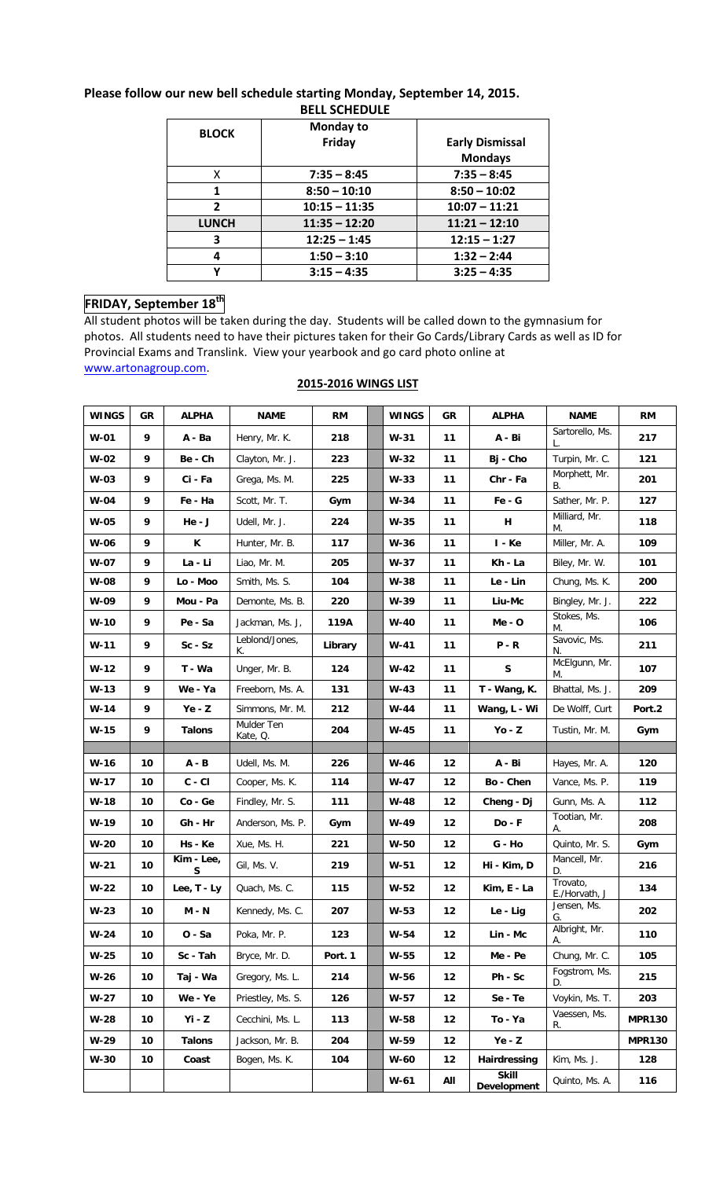**Please follow our new bell schedule starting Monday, September 14, 2015.**

**BELL SCHEDULE**

| BLOCK | Monday to Friday | Early Dismissal Mondays |
|---|---|---|
| X | 7:35 – 8:45 | 7:35 – 8:45 |
| 1 | 8:50 – 10:10 | 8:50 – 10:02 |
| 2 | 10:15 – 11:35 | 10:07 – 11:21 |
| LUNCH | 11:35 – 12:20 | 11:21 – 12:10 |
| 3 | 12:25 – 1:45 | 12:15 – 1:27 |
| 4 | 1:50 – 3:10 | 1:32 – 2:44 |
| Y | 3:15 – 4:35 | 3:25 – 4:35 |

## FRIDAY, September 18th

All student photos will be taken during the day. Students will be called down to the gymnasium for photos. All students need to have their pictures taken for their Go Cards/Library Cards as well as ID for Provincial Exams and Translink. View your yearbook and go card photo online at www.artonagroup.com.

**2015-2016 WINGS LIST**

| WINGS | GR | ALPHA | NAME | RM | | WINGS | GR | ALPHA | NAME | RM |
|---|---|---|---|---|---|---|---|---|---|---|
| W-01 | 9 | A - Ba | Henry, Mr. K. | 218 | | W-31 | 11 | A - Bi | Sartorello, Ms. L. | 217 |
| W-02 | 9 | Be - Ch | Clayton, Mr. J. | 223 | | W-32 | 11 | Bj - Cho | Turpin, Mr. C. | 121 |
| W-03 | 9 | Ci - Fa | Grega, Ms. M. | 225 | | W-33 | 11 | Chr - Fa | Morphett, Mr. B. | 201 |
| W-04 | 9 | Fe - Ha | Scott, Mr. T. | Gym | | W-34 | 11 | Fe - G | Sather, Mr. P. | 127 |
| W-05 | 9 | He - J | Udell, Mr. J. | 224 | | W-35 | 11 | H | Milliard, Mr. M. | 118 |
| W-06 | 9 | K | Hunter, Mr. B. | 117 | | W-36 | 11 | I - Ke | Miller, Mr. A. | 109 |
| W-07 | 9 | La - Li | Liao, Mr. M. | 205 | | W-37 | 11 | Kh - La | Biley, Mr. W. | 101 |
| W-08 | 9 | Lo - Moo | Smith, Ms. S. | 104 | | W-38 | 11 | Le - Lin | Chung, Ms. K. | 200 |
| W-09 | 9 | Mou - Pa | Demonte, Ms. B. | 220 | | W-39 | 11 | Liu-Mc | Bingley, Mr. J. | 222 |
| W-10 | 9 | Pe - Sa | Jackman, Ms. J. | 119A | | W-40 | 11 | Me - O | Stokes, Ms. M. | 106 |
| W-11 | 9 | Sc - Sz | Leblond/Jones, K. | Library | | W-41 | 11 | P - R | Savovic, Ms. N. | 211 |
| W-12 | 9 | T - Wa | Unger, Mr. B. | 124 | | W-42 | 11 | S | McElgunn, Mr. M. | 107 |
| W-13 | 9 | We - Ya | Freeborn, Ms. A. | 131 | | W-43 | 11 | T - Wang, K. | Bhattal, Ms. J. | 209 |
| W-14 | 9 | Ye - Z | Simmons, Mr. M. | 212 | | W-44 | 11 | Wang, L - Wi | De Wolff, Curt | Port.2 |
| W-15 | 9 | Talons | Mulder Ten Kate, Q. | 204 | | W-45 | 11 | Yo - Z | Tustin, Mr. M. | Gym |
| | | | | | | | | | | |
| W-16 | 10 | A - B | Udell, Ms. M. | 226 | | W-46 | 12 | A - Bi | Hayes, Mr. A. | 120 |
| W-17 | 10 | C - Cl | Cooper, Ms. K. | 114 | | W-47 | 12 | Bo - Chen | Vance, Ms. P. | 119 |
| W-18 | 10 | Co - Ge | Findley, Mr. S. | 111 | | W-48 | 12 | Cheng - Dj | Gunn, Ms. A. | 112 |
| W-19 | 10 | Gh - Hr | Anderson, Ms. P. | Gym | | W-49 | 12 | Do - F | Tootian, Mr. A. | 208 |
| W-20 | 10 | Hs - Ke | Xue, Ms. H. | 221 | | W-50 | 12 | G - Ho | Quinto, Mr. S. | Gym |
| W-21 | 10 | Kim - Lee, S | Gil, Ms. V. | 219 | | W-51 | 12 | Hi - Kim, D | Mancell, Mr. D. | 216 |
| W-22 | 10 | Lee, T - Ly | Quach, Ms. C. | 115 | | W-52 | 12 | Kim, E - La | Trovato, E./Horvath, J | 134 |
| W-23 | 10 | M - N | Kennedy, Ms. C. | 207 | | W-53 | 12 | Le - Lig | Jensen, Ms. G. | 202 |
| W-24 | 10 | O - Sa | Poka, Mr. P. | 123 | | W-54 | 12 | Lin - Mc | Albright, Mr. A. | 110 |
| W-25 | 10 | Sc - Tah | Bryce, Mr. D. | Port. 1 | | W-55 | 12 | Me - Pe | Chung, Mr. C. | 105 |
| W-26 | 10 | Taj - Wa | Gregory, Ms. L. | 214 | | W-56 | 12 | Ph - Sc | Fogstrom, Ms. D. | 215 |
| W-27 | 10 | We - Ye | Priestley, Ms. S. | 126 | | W-57 | 12 | Se - Te | Voykin, Ms. T. | 203 |
| W-28 | 10 | Yi - Z | Cecchini, Ms. L. | 113 | | W-58 | 12 | To - Ya | Vaessen, Ms. R. | MPR130 |
| W-29 | 10 | Talons | Jackson, Mr. B. | 204 | | W-59 | 12 | Ye - Z | | MPR130 |
| W-30 | 10 | Coast | Bogen, Ms. K. | 104 | | W-60 | 12 | Hairdressing | Kim, Ms. J. | 128 |
| | | | | | | W-61 | All | Skill Development | Quinto, Ms. A. | 116 |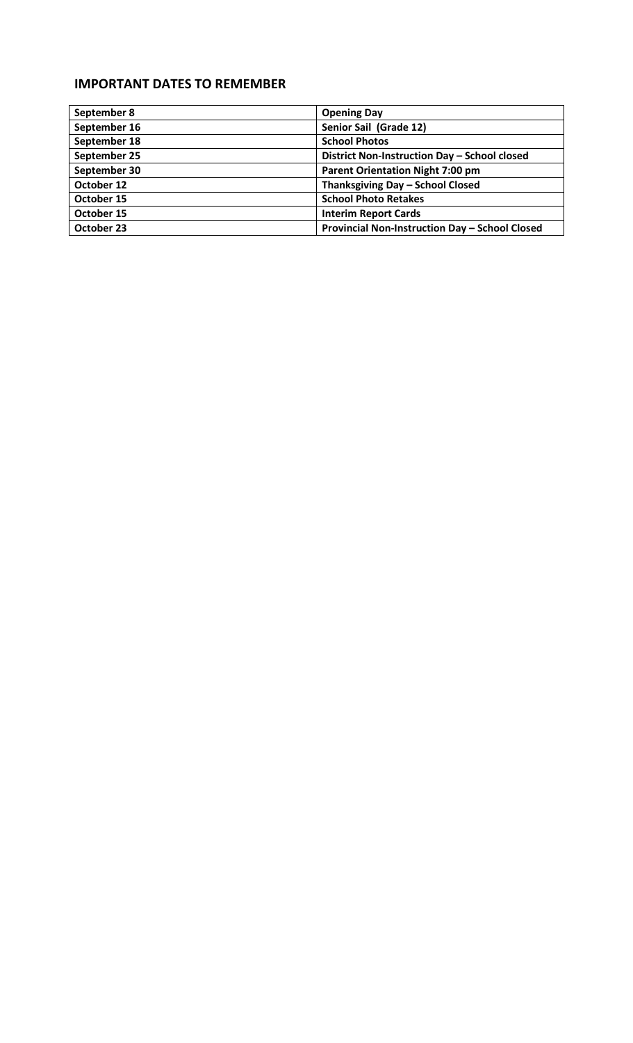## IMPORTANT DATES TO REMEMBER

| | |
|---|---|
| **September 8** | **Opening Day** |
| **September 16** | **Senior Sail (Grade 12)** |
| **September 18** | **School Photos** |
| **September 25** | **District Non-Instruction Day – School closed** |
| **September 30** | **Parent Orientation Night 7:00 pm** |
| **October 12** | **Thanksgiving Day – School Closed** |
| **October 15** | **School Photo Retakes** |
| **October 15** | **Interim Report Cards** |
| **October 23** | **Provincial Non-Instruction Day – School Closed** |